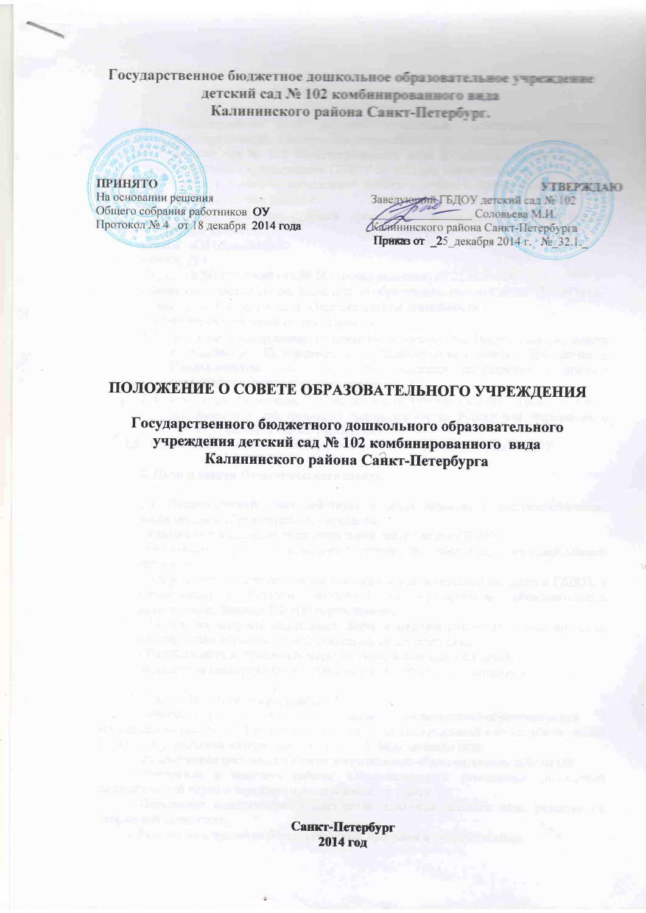**Государственное бюджетное дошкольное образовательное учреждение детский сад № 102 комбинированного вида Калининского района Санкт-Петербург.**

| **ПРИНЯТО** | **УТВЕРЖДАЮ** |
|---|---|
| На основании решения | Заведующий ГБДОУ детский сад № 102 |
| Общего собрания работников ОУ | ________________ Соловьева М.И. |
| Протокол № 4 от 18 декабря 2014 года | Калининского района Санкт-Петербурга |
| | **Приказ от _25_декабря 2014 г. № 32.1_** |

# ПОЛОЖЕНИЕ О СОВЕТЕ ОБРАЗОВАТЕЛЬНОГО УЧРЕЖДЕНИЯ

## Государственного бюджетного дошкольного образовательного учреждения детский сад № 102 комбинированного вида Калининского района Санкт-Петербурга

**Санкт-Петербург**
**2014 год**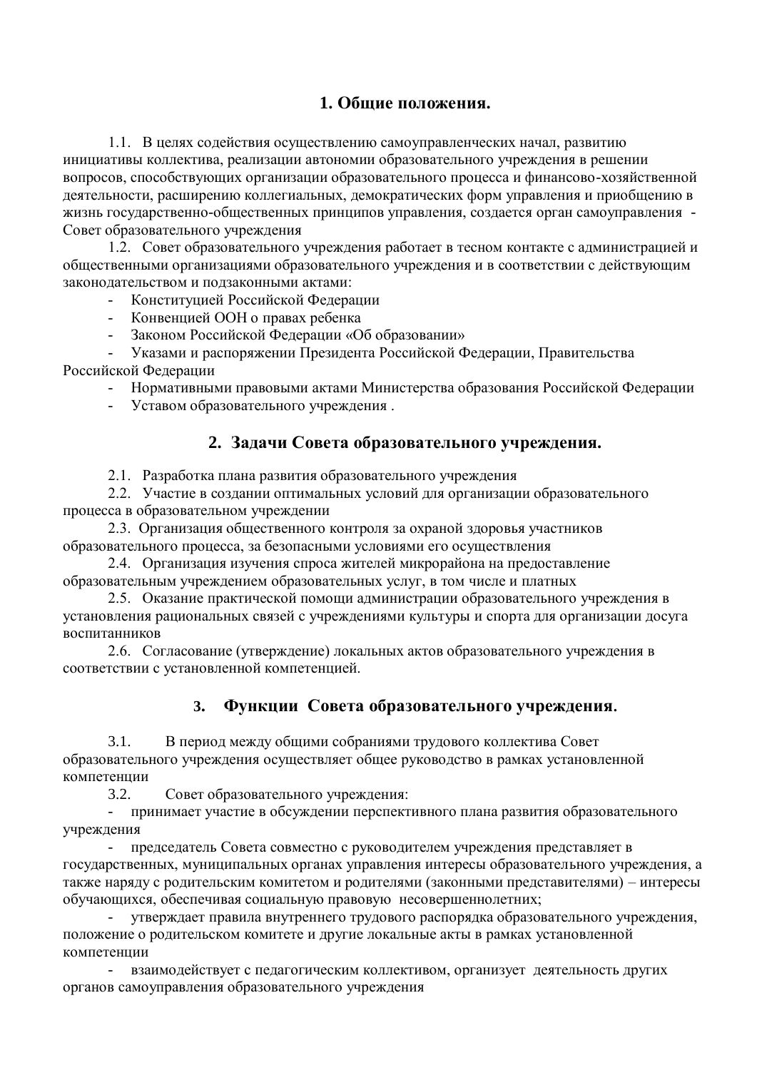## 1. Общие положения.

1.1. В целях содействия осуществлению самоуправленческих начал, развитию инициативы коллектива, реализации автономии образовательного учреждения в решении вопросов, способствующих организации образовательного процесса и финансово-хозяйственной деятельности, расширению коллегиальных, демократических форм управления и приобщению в жизнь государственно-общественных принципов управления, создается орган самоуправления - Совет образовательного учреждения

1.2. Совет образовательного учреждения работает в тесном контакте с администрацией и общественными организациями образовательного учреждения и в соответствии с действующим законодательством и подзаконными актами:

- Конституцией Российской Федерации
- Конвенцией ООН о правах ребенка
- Законом Российской Федерации «Об образовании»
- Указами и распоряжении Президента Российской Федерации, Правительства Российской Федерации
- Нормативными правовыми актами Министерства образования Российской Федерации
- Уставом образовательного учреждения .

## 2. Задачи Совета образовательного учреждения.

2.1. Разработка плана развития образовательного учреждения

2.2. Участие в создании оптимальных условий для организации образовательного процесса в образовательном учреждении

2.3. Организация общественного контроля за охраной здоровья участников образовательного процесса, за безопасными условиями его осуществления

2.4. Организация изучения спроса жителей микрорайона на предоставление образовательным учреждением образовательных услуг, в том числе и платных

2.5. Оказание практической помощи администрации образовательного учреждения в установления рациональных связей с учреждениями культуры и спорта для организации досуга воспитанников

2.6. Согласование (утверждение) локальных актов образовательного учреждения в соответствии с установленной компетенцией.

## 3. Функции Совета образовательного учреждения.

3.1. В период между общими собраниями трудового коллектива Совет образовательного учреждения осуществляет общее руководство в рамках установленной компетенции

3.2. Совет образовательного учреждения:

- принимает участие в обсуждении перспективного плана развития образовательного учреждения
- председатель Совета совместно с руководителем учреждения представляет в государственных, муниципальных органах управления интересы образовательного учреждения, а также наряду с родительским комитетом и родителями (законными представителями) – интересы обучающихся, обеспечивая социальную правовую несовершеннолетних;
- утверждает правила внутреннего трудового распорядка образовательного учреждения, положение о родительском комитете и другие локальные акты в рамках установленной компетенции
- взаимодействует с педагогическим коллективом, организует деятельность других органов самоуправления образовательного учреждения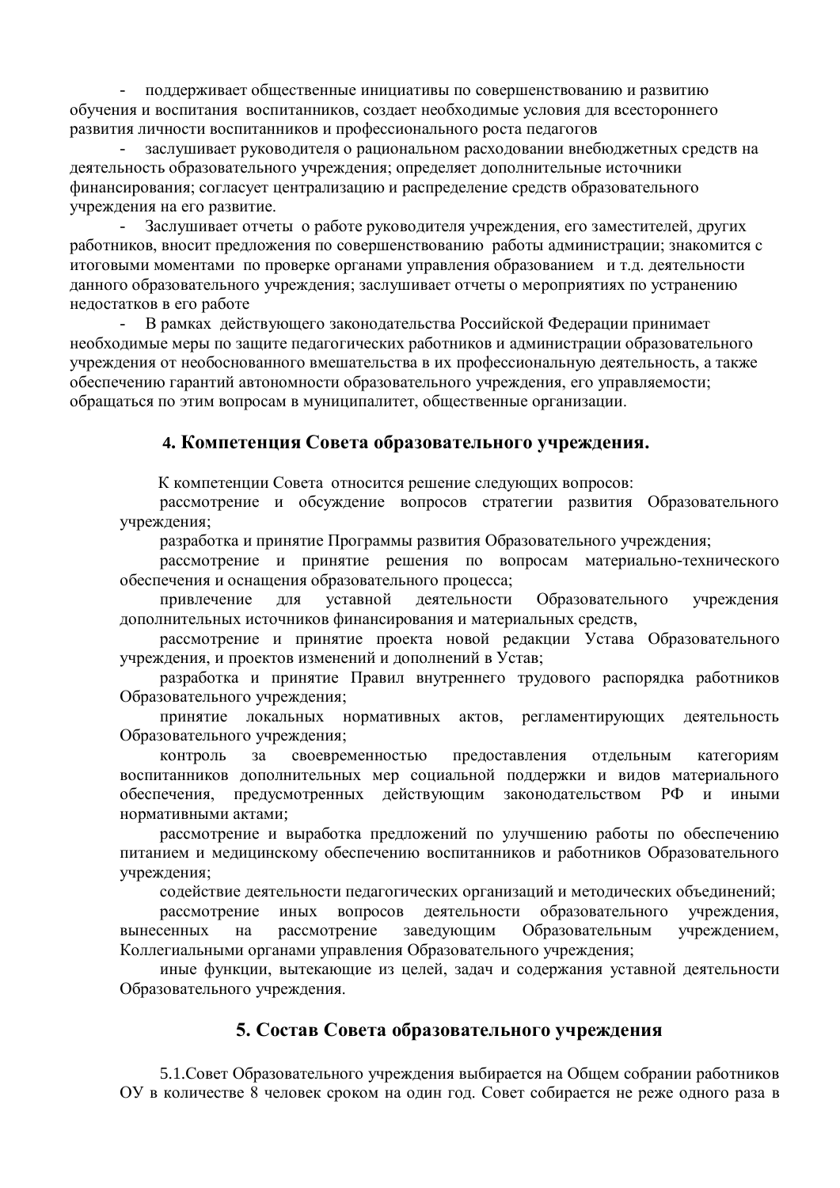- поддерживает общественные инициативы по совершенствованию и развитию обучения и воспитания воспитанников, создает необходимые условия для всестороннего развития личности воспитанников и профессионального роста педагогов
- заслушивает руководителя о рациональном расходовании внебюджетных средств на деятельность образовательного учреждения; определяет дополнительные источники финансирования; согласует централизацию и распределение средств образовательного учреждения на его развитие.
- Заслушивает отчеты о работе руководителя учреждения, его заместителей, других работников, вносит предложения по совершенствованию работы администрации; знакомится с итоговыми моментами по проверке органами управления образованием и т.д. деятельности данного образовательного учреждения; заслушивает отчеты о мероприятиях по устранению недостатков в его работе
- В рамках действующего законодательства Российской Федерации принимает необходимые меры по защите педагогических работников и администрации образовательного учреждения от необоснованного вмешательства в их профессиональную деятельность, а также обеспечению гарантий автономности образовательного учреждения, его управляемости; обращаться по этим вопросам в муниципалитет, общественные организации.

## 4. Компетенция Совета образовательного учреждения.

К компетенции Совета относится решение следующих вопросов:

рассмотрение и обсуждение вопросов стратегии развития Образовательного учреждения;

разработка и принятие Программы развития Образовательного учреждения;

рассмотрение и принятие решения по вопросам материально-технического обеспечения и оснащения образовательного процесса;

привлечение для уставной деятельности Образовательного учреждения дополнительных источников финансирования и материальных средств,

рассмотрение и принятие проекта новой редакции Устава Образовательного учреждения, и проектов изменений и дополнений в Устав;

разработка и принятие Правил внутреннего трудового распорядка работников Образовательного учреждения;

принятие локальных нормативных актов, регламентирующих деятельность Образовательного учреждения;

контроль за своевременностью предоставления отдельным категориям воспитанников дополнительных мер социальной поддержки и видов материального обеспечения, предусмотренных действующим законодательством РФ и иными нормативными актами;

рассмотрение и выработка предложений по улучшению работы по обеспечению питанием и медицинскому обеспечению воспитанников и работников Образовательного учреждения;

содействие деятельности педагогических организаций и методических объединений;

рассмотрение иных вопросов деятельности образовательного учреждения, вынесенных на рассмотрение заведующим Образовательным учреждением, Коллегиальными органами управления Образовательного учреждения;

иные функции, вытекающие из целей, задач и содержания уставной деятельности Образовательного учреждения.

## 5. Состав Совета образовательного учреждения

5.1.Совет Образовательного учреждения выбирается на Общем собрании работников ОУ в количестве 8 человек сроком на один год. Совет собирается не реже одного раза в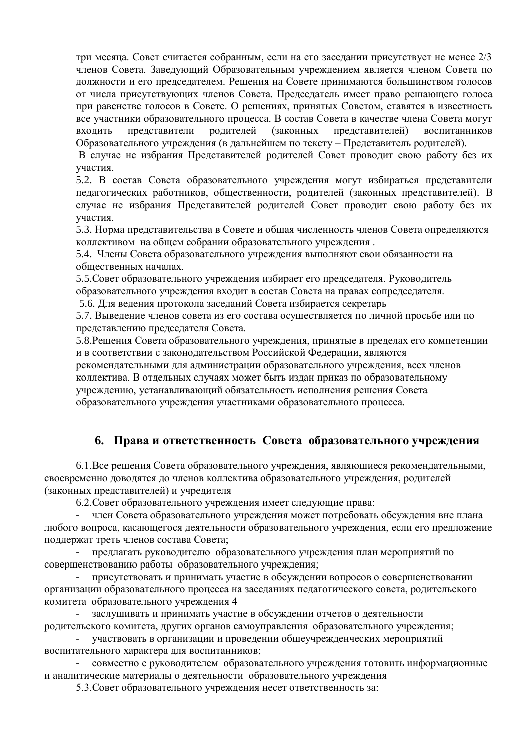три месяца. Совет считается собранным, если на его заседании присутствует не менее 2/3 членов Совета. Заведующий Образовательным учреждением является членом Совета по должности и его председателем. Решения на Совете принимаются большинством голосов от числа присутствующих членов Совета. Председатель имеет право решающего голоса при равенстве голосов в Совете. О решениях, принятых Советом, ставятся в известность все участники образовательного процесса. В состав Совета в качестве члена Совета могут входить представители родителей (законных представителей) воспитанников Образовательного учреждения (в дальнейшем по тексту – Представитель родителей).

В случае не избрания Представителей родителей Совет проводит свою работу без их участия.

5.2. В состав Совета образовательного учреждения могут избираться представители педагогических работников, общественности, родителей (законных представителей). В случае не избрания Представителей родителей Совет проводит свою работу без их участия.

5.3. Норма представительства в Совете и общая численность членов Совета определяются коллективом на общем собрании образовательного учреждения .

5.4. Члены Совета образовательного учреждения выполняют свои обязанности на общественных началах.

5.5.Совет образовательного учреждения избирает его председателя. Руководитель образовательного учреждения входит в состав Совета на правах сопредседателя.

5.6. Для ведения протокола заседаний Совета избирается секретарь

5.7. Выведение членов совета из его состава осуществляется по личной просьбе или по представлению председателя Совета.

5.8.Решения Совета образовательного учреждения, принятые в пределах его компетенции и в соответствии с законодательством Российской Федерации, являются рекомендательными для администрации образовательного учреждения, всех членов коллектива. В отдельных случаях может быть издан приказ по образовательному учреждению, устанавливающий обязательность исполнения решения Совета образовательного учреждения участниками образовательного процесса.

## 6. Права и ответственность Совета образовательного учреждения

6.1.Все решения Совета образовательного учреждения, являющиеся рекомендательными, своевременно доводятся до членов коллектива образовательного учреждения, родителей (законных представителей) и учредителя

6.2.Совет образовательного учреждения имеет следующие права:

- член Совета образовательного учреждения может потребовать обсуждения вне плана любого вопроса, касающегося деятельности образовательного учреждения, если его предложение поддержат треть членов состава Совета;
- предлагать руководителю образовательного учреждения план мероприятий по совершенствованию работы образовательного учреждения;
- присутствовать и принимать участие в обсуждении вопросов о совершенствовании организации образовательного процесса на заседаниях педагогического совета, родительского комитета образовательного учреждения 4
- заслушивать и принимать участие в обсуждении отчетов о деятельности родительского комитета, других органов самоуправления образовательного учреждения;
- участвовать в организации и проведении общеучрежденческих мероприятий воспитательного характера для воспитанников;
- совместно с руководителем образовательного учреждения готовить информационные и аналитические материалы о деятельности образовательного учреждения

5.3.Совет образовательного учреждения несет ответственность за: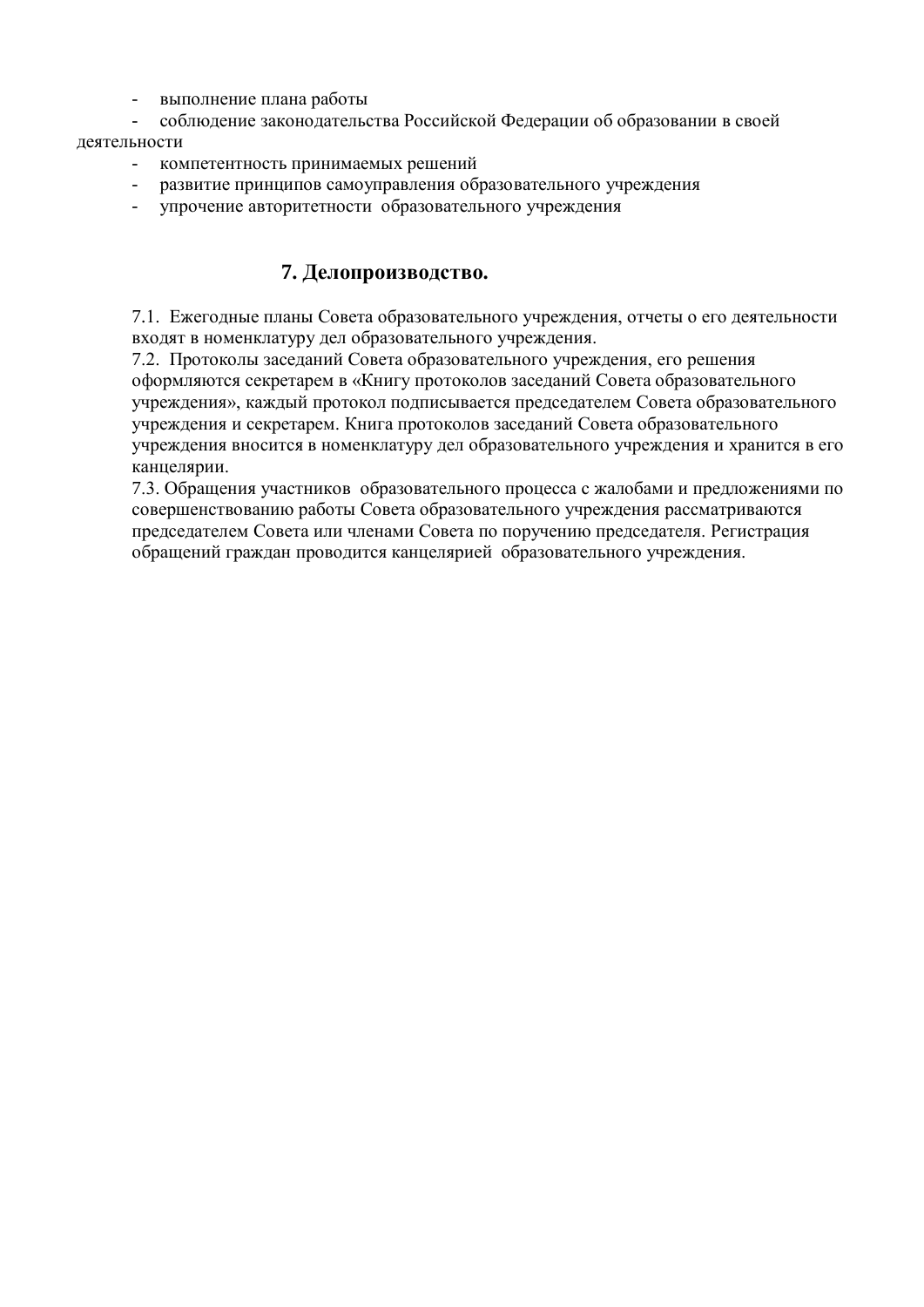- выполнение плана работы
- соблюдение законодательства Российской Федерации об образовании в своей деятельности
- компетентность принимаемых решений
- развитие принципов самоуправления образовательного учреждения
- упрочение авторитетности образовательного учреждения

## 7. Делопроизводство.

7.1. Ежегодные планы Совета образовательного учреждения, отчеты о его деятельности входят в номенклатуру дел образовательного учреждения.

7.2. Протоколы заседаний Совета образовательного учреждения, его решения оформляются секретарем в «Книгу протоколов заседаний Совета образовательного учреждения», каждый протокол подписывается председателем Совета образовательного учреждения и секретарем. Книга протоколов заседаний Совета образовательного учреждения вносится в номенклатуру дел образовательного учреждения и хранится в его канцелярии.

7.3. Обращения участников образовательного процесса с жалобами и предложениями по совершенствованию работы Совета образовательного учреждения рассматриваются председателем Совета или членами Совета по поручению председателя. Регистрация обращений граждан проводится канцелярией образовательного учреждения.